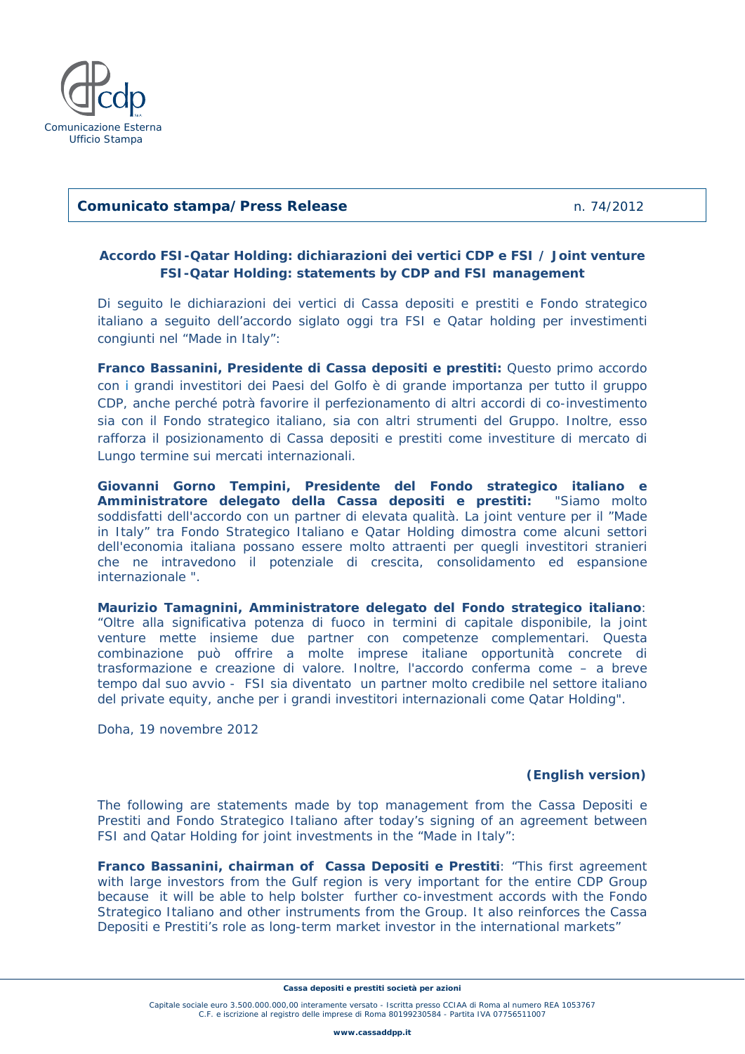Comunicazione Esterna
Ufficio Stampa

**Comunicato stampa/Press Release** n. 74/2012

## Accordo FSI-Qatar Holding: dichiarazioni dei vertici CDP e FSI / Joint venture FSI-Qatar Holding: statements by CDP and FSI management

Di seguito le dichiarazioni dei vertici di Cassa depositi e prestiti e Fondo strategico italiano a seguito dell'accordo siglato oggi tra FSI e Qatar holding per investimenti congiunti nel "Made in Italy":

**Franco Bassanini, Presidente di Cassa depositi e prestiti:** Questo primo accordo con i grandi investitori dei Paesi del Golfo è di grande importanza per tutto il gruppo CDP, anche perché potrà favorire il perfezionamento di altri accordi di co-investimento sia con il Fondo strategico italiano, sia con altri strumenti del Gruppo. Inoltre, esso rafforza il posizionamento di Cassa depositi e prestiti come investiture di mercato di Lungo termine sui mercati internazionali.

**Giovanni Gorno Tempini, Presidente del Fondo strategico italiano e Amministratore delegato della Cassa depositi e prestiti:** "Siamo molto soddisfatti dell'accordo con un partner di elevata qualità. La joint venture per il "Made in Italy" tra Fondo Strategico Italiano e Qatar Holding dimostra come alcuni settori dell'economia italiana possano essere molto attraenti per quegli investitori stranieri che ne intravedono il potenziale di crescita, consolidamento ed espansione internazionale ".

**Maurizio Tamagnini, Amministratore delegato del Fondo strategico italiano**: "Oltre alla significativa potenza di fuoco in termini di capitale disponibile, la joint venture mette insieme due partner con competenze complementari. Questa combinazione può offrire a molte imprese italiane opportunità concrete di trasformazione e creazione di valore. Inoltre, l'accordo conferma come – a breve tempo dal suo avvio - FSI sia diventato un partner molto credibile nel settore italiano del private equity, anche per i grandi investitori internazionali come Qatar Holding".

Doha, 19 novembre 2012

**(English version)**

The following are statements made by top management from the Cassa Depositi e Prestiti and Fondo Strategico Italiano after today's signing of an agreement between FSI and Qatar Holding for joint investments in the "Made in Italy":

**Franco Bassanini, chairman of Cassa Depositi e Prestiti**: "This first agreement with large investors from the Gulf region is very important for the entire CDP Group because it will be able to help bolster further co-investment accords with the Fondo Strategico Italiano and other instruments from the Group. It also reinforces the Cassa Depositi e Prestiti's role as long-term market investor in the international markets"

**Cassa depositi e prestiti società per azioni**

Capitale sociale euro 3.500.000.000,00 interamente versato - Iscritta presso CCIAA di Roma al numero REA 1053767
C.F. e iscrizione al registro delle imprese di Roma 80199230584 - Partita IVA 07756511007

www.cassaddpp.it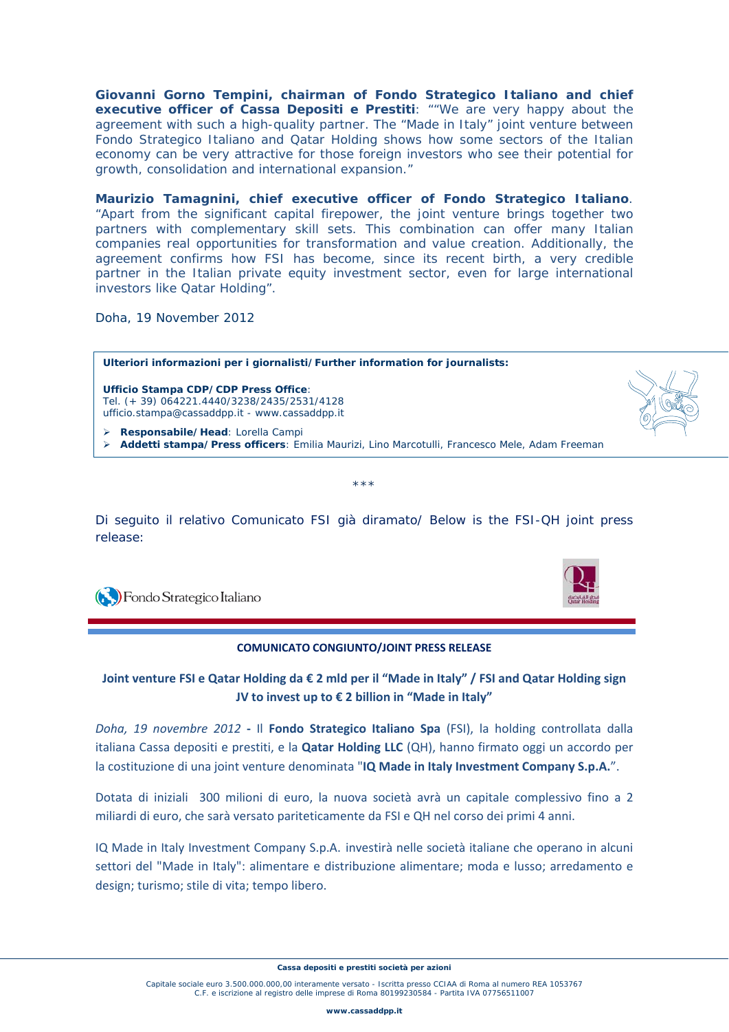**Giovanni Gorno Tempini, chairman of Fondo Strategico Italiano and chief executive officer of Cassa Depositi e Prestiti**: ""We are very happy about the agreement with such a high-quality partner. The "Made in Italy" joint venture between Fondo Strategico Italiano and Qatar Holding shows how some sectors of the Italian economy can be very attractive for those foreign investors who see their potential for growth, consolidation and international expansion."

**Maurizio Tamagnini, chief executive officer of Fondo Strategico Italiano**. "Apart from the significant capital firepower, the joint venture brings together two partners with complementary skill sets. This combination can offer many Italian companies real opportunities for transformation and value creation. Additionally, the agreement confirms how FSI has become, since its recent birth, a very credible partner in the Italian private equity investment sector, even for large international investors like Qatar Holding".

Doha, 19 November 2012

**Ulteriori informazioni per i giornalisti/Further information for journalists:**

**Ufficio Stampa CDP/CDP Press Office**:
Tel. (+ 39) 064221.4440/3238/2435/2531/4128
ufficio.stampa@cassaddpp.it - www.cassaddpp.it

- **Responsabile/Head**: Lorella Campi
- **Addetti stampa/Press officers**: Emilia Maurizi, Lino Marcotulli, Francesco Mele, Adam Freeman

***

Di seguito il relativo Comunicato FSI già diramato/ Below is the FSI-QH joint press release:

Fondo Strategico Italiano

**COMUNICATO CONGIUNTO/JOINT PRESS RELEASE**

**Joint venture FSI e Qatar Holding da € 2 mld per il "Made in Italy" / FSI and Qatar Holding sign JV to invest up to € 2 billion in "Made in Italy"**

*Doha, 19 novembre 2012* - Il **Fondo Strategico Italiano Spa** (FSI), la holding controllata dalla italiana Cassa depositi e prestiti, e la **Qatar Holding LLC** (QH), hanno firmato oggi un accordo per la costituzione di una joint venture denominata "**IQ Made in Italy Investment Company S.p.A.**".

Dotata di iniziali 300 milioni di euro, la nuova società avrà un capitale complessivo fino a 2 miliardi di euro, che sarà versato pariteticamente da FSI e QH nel corso dei primi 4 anni.

IQ Made in Italy Investment Company S.p.A. investirà nelle società italiane che operano in alcuni settori del "Made in Italy": alimentare e distribuzione alimentare; moda e lusso; arredamento e design; turismo; stile di vita; tempo libero.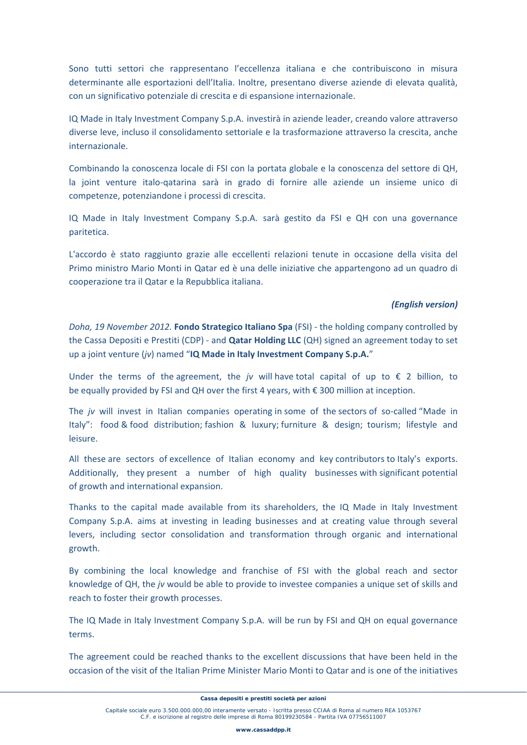Sono tutti settori che rappresentano l'eccellenza italiana e che contribuiscono in misura determinante alle esportazioni dell'Italia. Inoltre, presentano diverse aziende di elevata qualità, con un significativo potenziale di crescita e di espansione internazionale.

IQ Made in Italy Investment Company S.p.A. investirà in aziende leader, creando valore attraverso diverse leve, incluso il consolidamento settoriale e la trasformazione attraverso la crescita, anche internazionale.

Combinando la conoscenza locale di FSI con la portata globale e la conoscenza del settore di QH, la joint venture italo-qatarina sarà in grado di fornire alle aziende un insieme unico di competenze, potenziandone i processi di crescita.

IQ Made in Italy Investment Company S.p.A. sarà gestito da FSI e QH con una governance paritetica.

L'accordo è stato raggiunto grazie alle eccellenti relazioni tenute in occasione della visita del Primo ministro Mario Monti in Qatar ed è una delle iniziative che appartengono ad un quadro di cooperazione tra il Qatar e la Repubblica italiana.

***(English version)***

*Doha, 19 November 2012.* **Fondo Strategico Italiano Spa** (FSI) - the holding company controlled by the Cassa Depositi e Prestiti (CDP) - and **Qatar Holding LLC** (QH) signed an agreement today to set up a joint venture (*jv*) named "**IQ Made in Italy Investment Company S.p.A.**"

Under the terms of the agreement, the *jv* will have total capital of up to € 2 billion, to be equally provided by FSI and QH over the first 4 years, with € 300 million at inception.

The *jv* will invest in Italian companies operating in some of the sectors of so-called "Made in Italy": food & food distribution; fashion & luxury; furniture & design; tourism; lifestyle and leisure.

All these are sectors of excellence of Italian economy and key contributors to Italy's exports. Additionally, they present a number of high quality businesses with significant potential of growth and international expansion.

Thanks to the capital made available from its shareholders, the IQ Made in Italy Investment Company S.p.A. aims at investing in leading businesses and at creating value through several levers, including sector consolidation and transformation through organic and international growth.

By combining the local knowledge and franchise of FSI with the global reach and sector knowledge of QH, the *jv* would be able to provide to investee companies a unique set of skills and reach to foster their growth processes.

The IQ Made in Italy Investment Company S.p.A. will be run by FSI and QH on equal governance terms.

The agreement could be reached thanks to the excellent discussions that have been held in the occasion of the visit of the Italian Prime Minister Mario Monti to Qatar and is one of the initiatives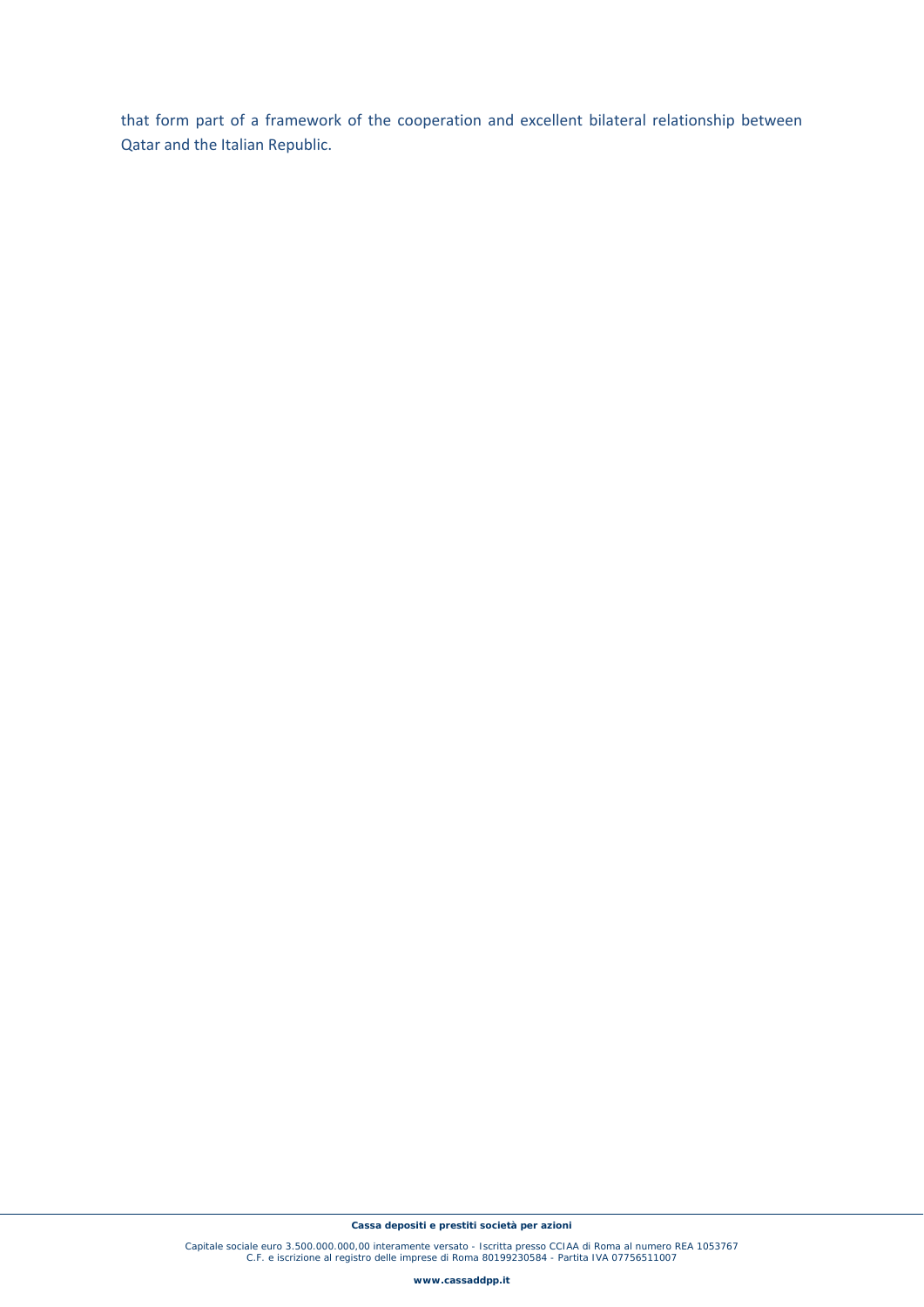that form part of a framework of the cooperation and excellent bilateral relationship between Qatar and the Italian Republic.